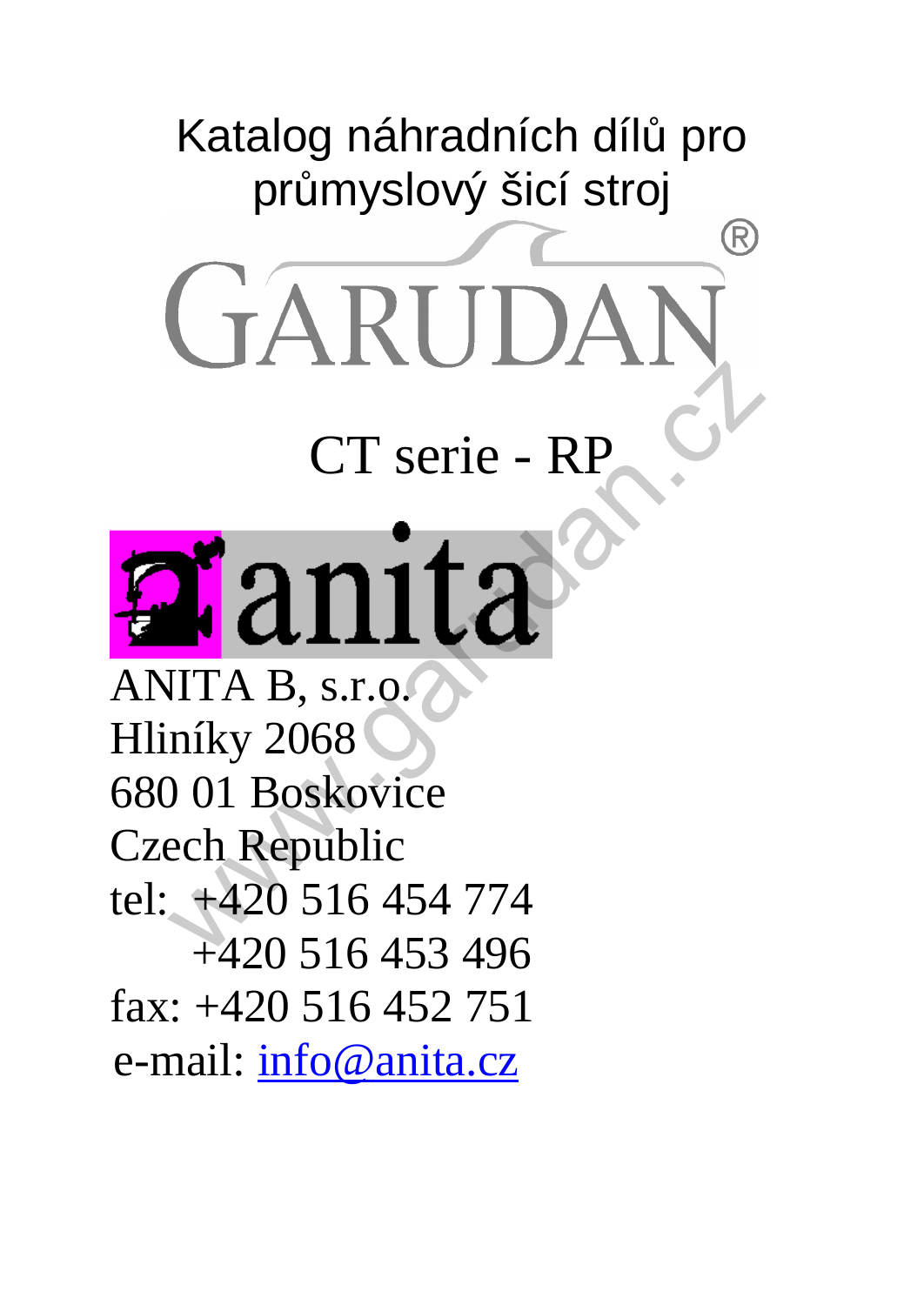# Katalog náhradních dílů pro průmyslový šicí stroj

# GARUDAN®

## CT serie - RP

anita

ANITA B, s.r.o.
Hliníky 2068
680 01 Boskovice
Czech Republic
tel: +420 516 454 774
+420 516 453 496
fax: +420 516 452 751
e-mail: info@anita.cz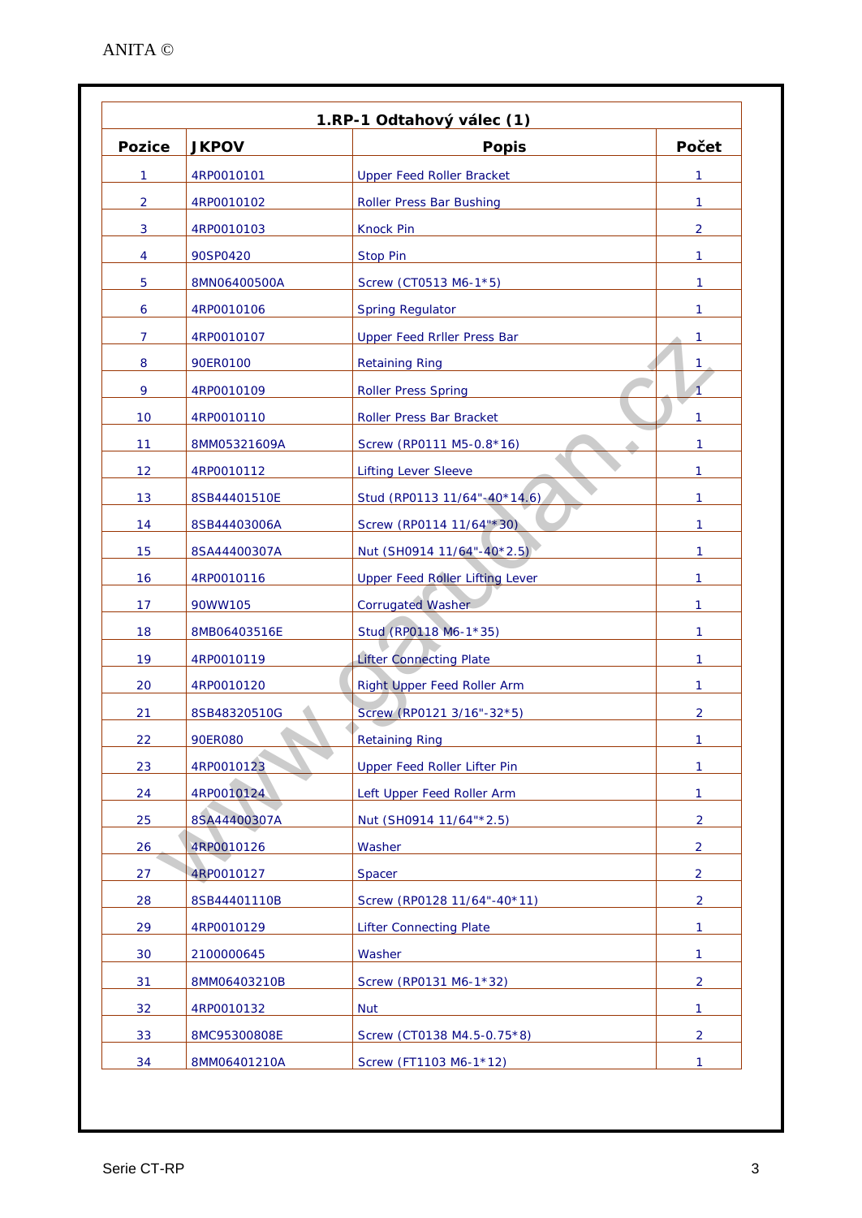| 1.RP-1 Odtahový válec (1) | | | |
|---|---|---|---|
| **Pozice** | **JKPOV** | **Popis** | **Počet** |
| 1 | 4RP0010101 | Upper Feed Roller Bracket | 1 |
| 2 | 4RP0010102 | Roller Press Bar Bushing | 1 |
| 3 | 4RP0010103 | Knock Pin | 2 |
| 4 | 90SP0420 | Stop Pin | 1 |
| 5 | 8MN06400500A | Screw (CT0513 M6-1*5) | 1 |
| 6 | 4RP0010106 | Spring Regulator | 1 |
| 7 | 4RP0010107 | Upper Feed Rrller Press Bar | 1 |
| 8 | 90ER0100 | Retaining Ring | 1 |
| 9 | 4RP0010109 | Roller Press Spring | 1 |
| 10 | 4RP0010110 | Roller Press Bar Bracket | 1 |
| 11 | 8MM05321609A | Screw (RP0111 M5-0.8*16) | 1 |
| 12 | 4RP0010112 | Lifting Lever Sleeve | 1 |
| 13 | 8SB44401510E | Stud (RP0113 11/64"-40*14.6) | 1 |
| 14 | 8SB44403006A | Screw (RP0114 11/64"*30) | 1 |
| 15 | 8SA44400307A | Nut (SH0914 11/64"-40*2.5) | 1 |
| 16 | 4RP0010116 | Upper Feed Roller Lifting Lever | 1 |
| 17 | 90WW105 | Corrugated Washer | 1 |
| 18 | 8MB06403516E | Stud (RP0118 M6-1*35) | 1 |
| 19 | 4RP0010119 | Lifter Connecting Plate | 1 |
| 20 | 4RP0010120 | Right Upper Feed Roller Arm | 1 |
| 21 | 8SB48320510G | Screw (RP0121 3/16"-32*5) | 2 |
| 22 | 90ER080 | Retaining Ring | 1 |
| 23 | 4RP0010123 | Upper Feed Roller Lifter Pin | 1 |
| 24 | 4RP0010124 | Left Upper Feed Roller Arm | 1 |
| 25 | 8SA44400307A | Nut (SH0914 11/64"*2.5) | 2 |
| 26 | 4RP0010126 | Washer | 2 |
| 27 | 4RP0010127 | Spacer | 2 |
| 28 | 8SB44401110B | Screw (RP0128 11/64"-40*11) | 2 |
| 29 | 4RP0010129 | Lifter Connecting Plate | 1 |
| 30 | 2100000645 | Washer | 1 |
| 31 | 8MM06403210B | Screw (RP0131 M6-1*32) | 2 |
| 32 | 4RP0010132 | Nut | 1 |
| 33 | 8MC95300808E | Screw (CT0138 M4.5-0.75*8) | 2 |
| 34 | 8MM06401210A | Screw (FT1103 M6-1*12) | 1 |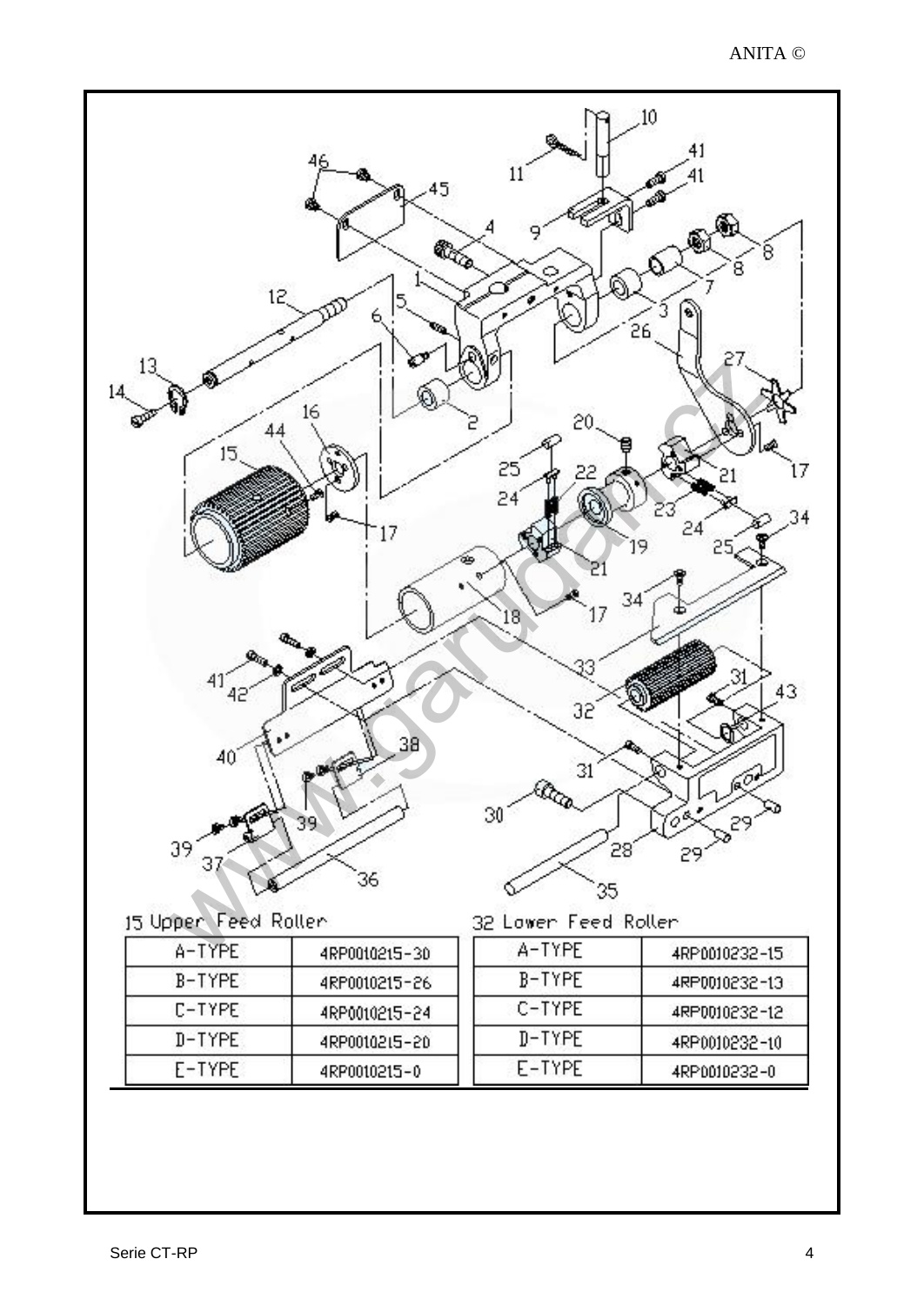15 Upper Feed Roller

| A-TYPE | 4RP0010215-30 |
|---|---|
| B-TYPE | 4RP0010215-26 |
| C-TYPE | 4RP0010215-24 |
| D-TYPE | 4RP0010215-20 |
| E-TYPE | 4RP0010215-0 |

32 Lower Feed Roller

| A-TYPE | 4RP0010232-15 |
|---|---|
| B-TYPE | 4RP0010232-13 |
| C-TYPE | 4RP0010232-12 |
| D-TYPE | 4RP0010232-10 |
| E-TYPE | 4RP0010232-0 |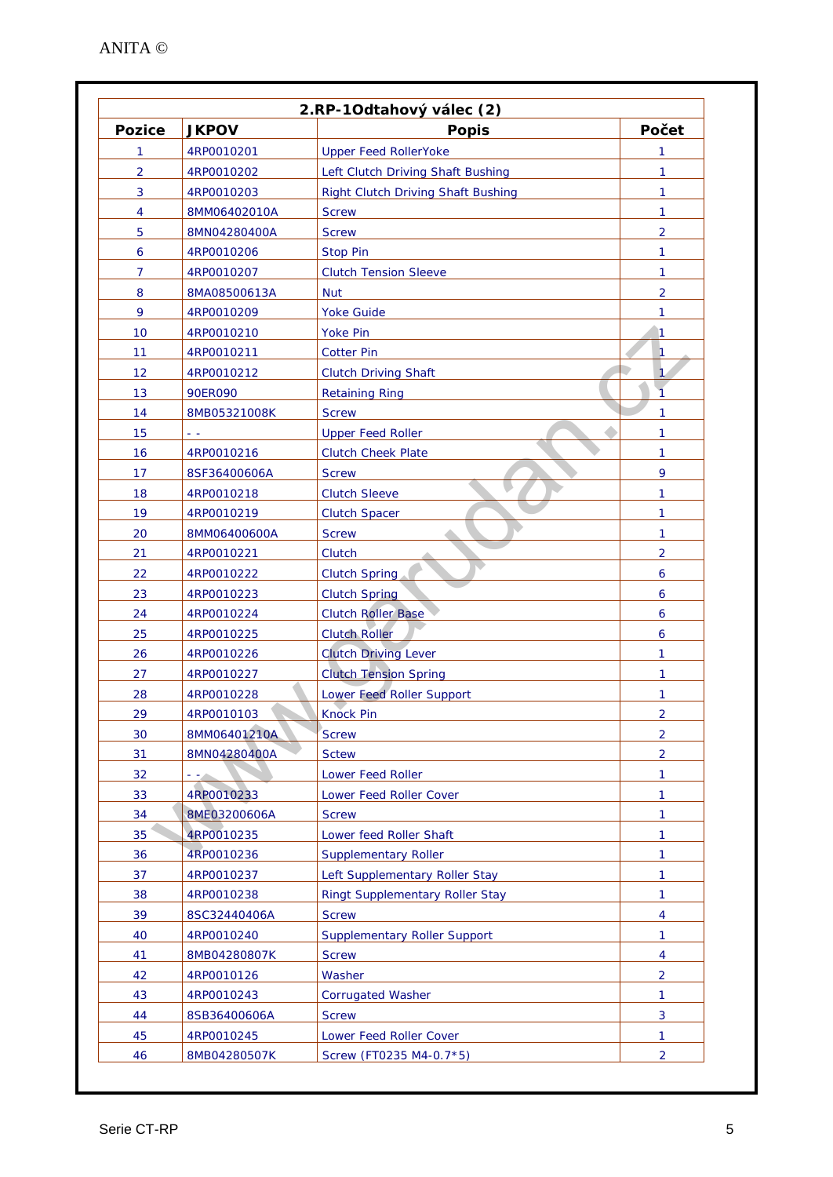| 2.RP-1Odtahový válec (2) | | | |
|---|---|---|---|
| **Pozice** | **JKPOV** | **Popis** | **Počet** |
| 1 | 4RP0010201 | Upper Feed RollerYoke | 1 |
| 2 | 4RP0010202 | Left Clutch Driving Shaft Bushing | 1 |
| 3 | 4RP0010203 | Right Clutch Driving Shaft Bushing | 1 |
| 4 | 8MM06402010A | Screw | 1 |
| 5 | 8MN04280400A | Screw | 2 |
| 6 | 4RP0010206 | Stop Pin | 1 |
| 7 | 4RP0010207 | Clutch Tension Sleeve | 1 |
| 8 | 8MA08500613A | Nut | 2 |
| 9 | 4RP0010209 | Yoke Guide | 1 |
| 10 | 4RP0010210 | Yoke Pin | 1 |
| 11 | 4RP0010211 | Cotter Pin | 1 |
| 12 | 4RP0010212 | Clutch Driving Shaft | 1 |
| 13 | 90ER090 | Retaining Ring | 1 |
| 14 | 8MB05321008K | Screw | 1 |
| 15 | - - | Upper Feed Roller | 1 |
| 16 | 4RP0010216 | Clutch Cheek Plate | 1 |
| 17 | 8SF36400606A | Screw | 9 |
| 18 | 4RP0010218 | Clutch Sleeve | 1 |
| 19 | 4RP0010219 | Clutch Spacer | 1 |
| 20 | 8MM06400600A | Screw | 1 |
| 21 | 4RP0010221 | Clutch | 2 |
| 22 | 4RP0010222 | Clutch Spring | 6 |
| 23 | 4RP0010223 | Clutch Spring | 6 |
| 24 | 4RP0010224 | Clutch Roller Base | 6 |
| 25 | 4RP0010225 | Clutch Roller | 6 |
| 26 | 4RP0010226 | Clutch Driving Lever | 1 |
| 27 | 4RP0010227 | Clutch Tension Spring | 1 |
| 28 | 4RP0010228 | Lower Feed Roller Support | 1 |
| 29 | 4RP0010103 | Knock Pin | 2 |
| 30 | 8MM06401210A | Screw | 2 |
| 31 | 8MN04280400A | Sctew | 2 |
| 32 | - - | Lower Feed Roller | 1 |
| 33 | 4RP0010233 | Lower Feed Roller Cover | 1 |
| 34 | 8ME03200606A | Screw | 1 |
| 35 | 4RP0010235 | Lower feed Roller Shaft | 1 |
| 36 | 4RP0010236 | Supplementary Roller | 1 |
| 37 | 4RP0010237 | Left Supplementary Roller Stay | 1 |
| 38 | 4RP0010238 | Ringt Supplementary Roller Stay | 1 |
| 39 | 8SC32440406A | Screw | 4 |
| 40 | 4RP0010240 | Supplementary Roller Support | 1 |
| 41 | 8MB04280807K | Screw | 4 |
| 42 | 4RP0010126 | Washer | 2 |
| 43 | 4RP0010243 | Corrugated Washer | 1 |
| 44 | 8SB36400606A | Screw | 3 |
| 45 | 4RP0010245 | Lower Feed Roller Cover | 1 |
| 46 | 8MB04280507K | Screw (FT0235 M4-0.7*5) | 2 |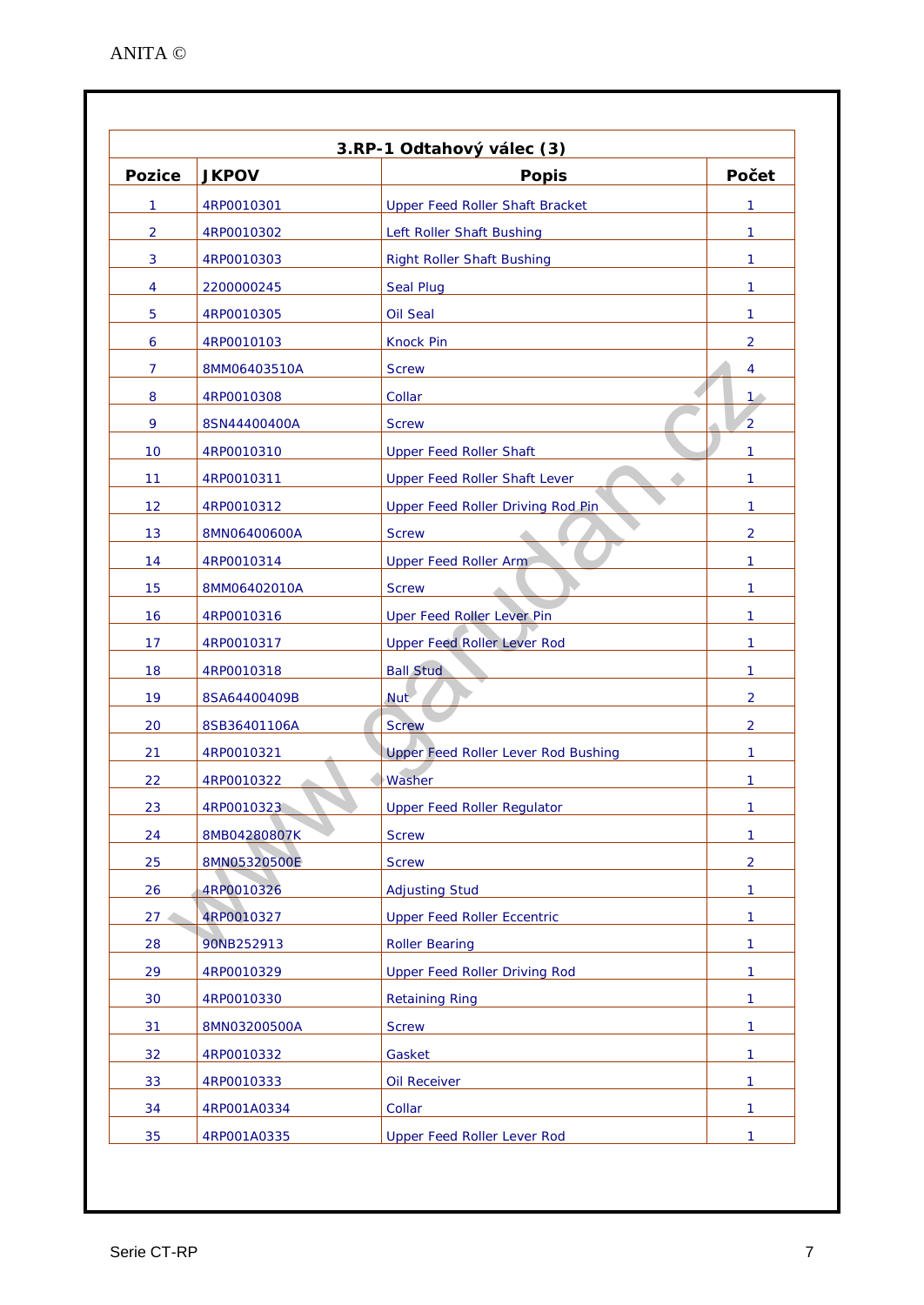| 3.RP-1 Odtahový válec (3) | | | |
|---|---|---|---|
| **Pozice** | **JKPOV** | **Popis** | **Počet** |
| 1 | 4RP0010301 | Upper Feed Roller Shaft Bracket | 1 |
| 2 | 4RP0010302 | Left Roller Shaft Bushing | 1 |
| 3 | 4RP0010303 | Right Roller Shaft Bushing | 1 |
| 4 | 2200000245 | Seal Plug | 1 |
| 5 | 4RP0010305 | Oil Seal | 1 |
| 6 | 4RP0010103 | Knock Pin | 2 |
| 7 | 8MM06403510A | Screw | 4 |
| 8 | 4RP0010308 | Collar | 1 |
| 9 | 8SN44400400A | Screw | 2 |
| 10 | 4RP0010310 | Upper Feed Roller Shaft | 1 |
| 11 | 4RP0010311 | Upper Feed Roller Shaft Lever | 1 |
| 12 | 4RP0010312 | Upper Feed Roller Driving Rod Pin | 1 |
| 13 | 8MN06400600A | Screw | 2 |
| 14 | 4RP0010314 | Upper Feed Roller Arm | 1 |
| 15 | 8MM06402010A | Screw | 1 |
| 16 | 4RP0010316 | Uper Feed Roller Lever Pin | 1 |
| 17 | 4RP0010317 | Upper Feed Roller Lever Rod | 1 |
| 18 | 4RP0010318 | Ball Stud | 1 |
| 19 | 8SA64400409B | Nut | 2 |
| 20 | 8SB36401106A | Screw | 2 |
| 21 | 4RP0010321 | Upper Feed Roller Lever Rod Bushing | 1 |
| 22 | 4RP0010322 | Washer | 1 |
| 23 | 4RP0010323 | Upper Feed Roller Regulator | 1 |
| 24 | 8MB04280807K | Screw | 1 |
| 25 | 8MN05320500E | Screw | 2 |
| 26 | 4RP0010326 | Adjusting Stud | 1 |
| 27 | 4RP0010327 | Upper Feed Roller Eccentric | 1 |
| 28 | 90NB252913 | Roller Bearing | 1 |
| 29 | 4RP0010329 | Upper Feed Roller Driving Rod | 1 |
| 30 | 4RP0010330 | Retaining Ring | 1 |
| 31 | 8MN03200500A | Screw | 1 |
| 32 | 4RP0010332 | Gasket | 1 |
| 33 | 4RP0010333 | Oil Receiver | 1 |
| 34 | 4RP001A0334 | Collar | 1 |
| 35 | 4RP001A0335 | Upper Feed Roller Lever Rod | 1 |